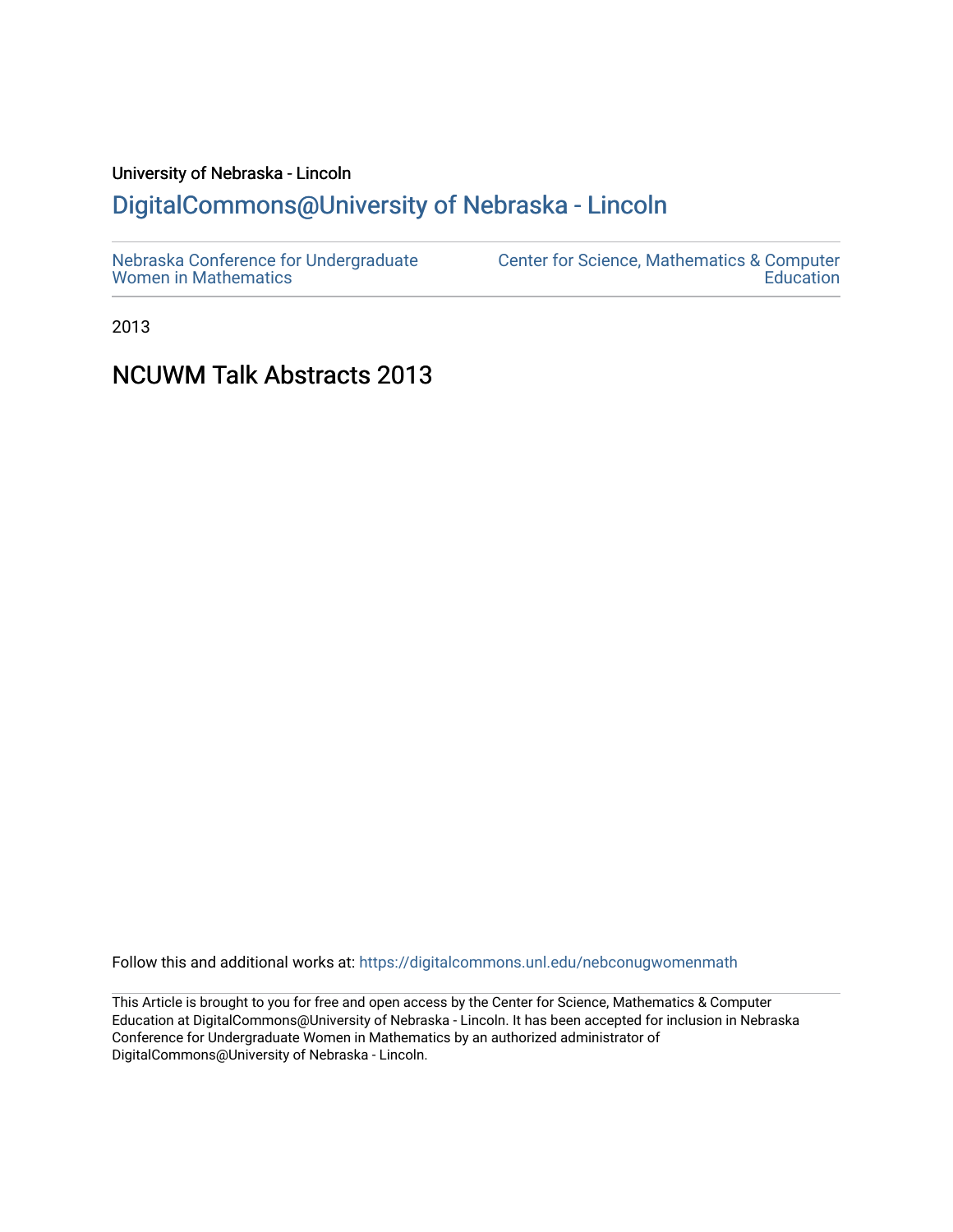University of Nebraska - Lincoln

## DigitalCommons@University of Nebraska - Lincoln

Nebraska Conference for Undergraduate Women in Mathematics

Center for Science, Mathematics & Computer Education

2013

# NCUWM Talk Abstracts 2013

Follow this and additional works at: https://digitalcommons.unl.edu/nebconugwomenmath

This Article is brought to you for free and open access by the Center for Science, Mathematics & Computer Education at DigitalCommons@University of Nebraska - Lincoln. It has been accepted for inclusion in Nebraska Conference for Undergraduate Women in Mathematics by an authorized administrator of DigitalCommons@University of Nebraska - Lincoln.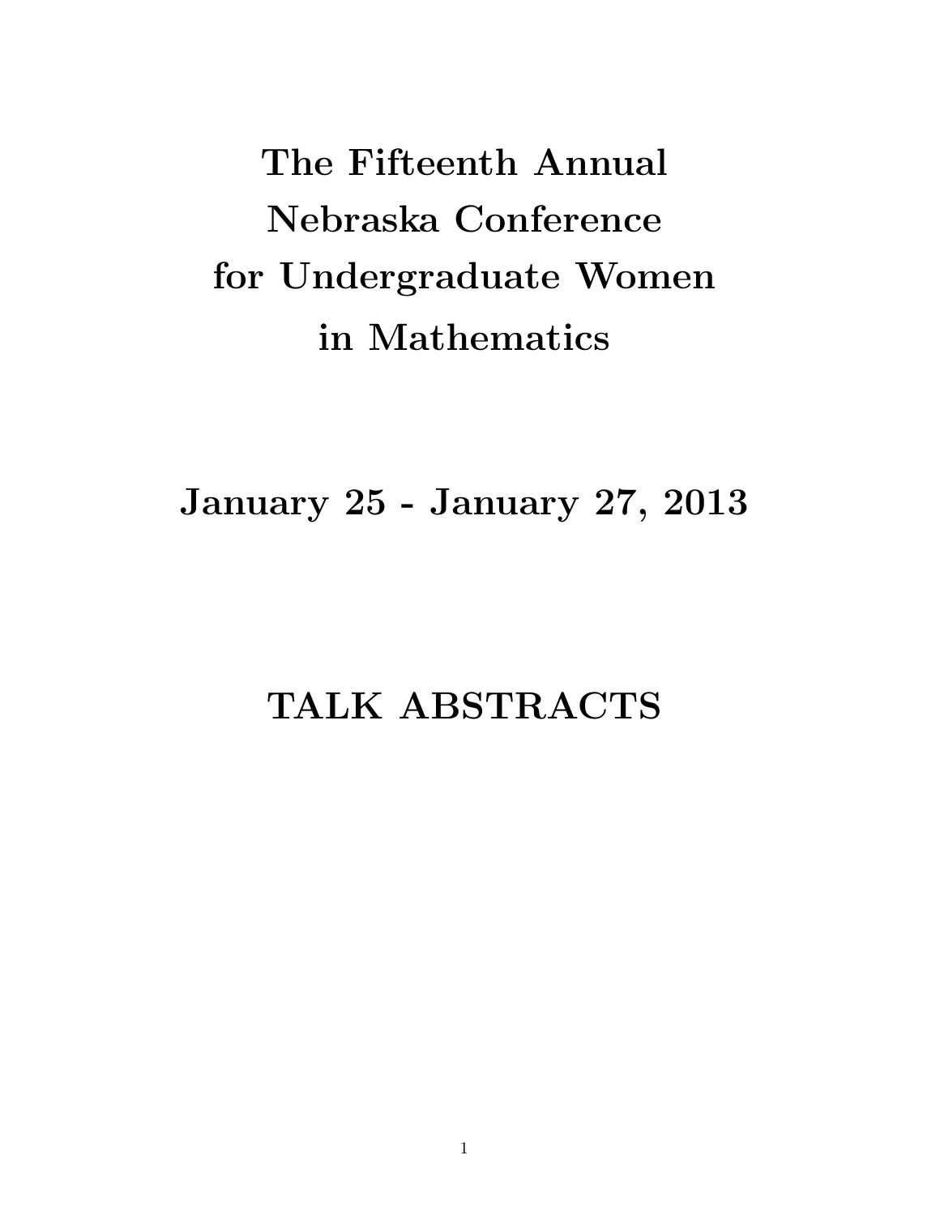# The Fifteenth Annual Nebraska Conference for Undergraduate Women in Mathematics

## January 25 - January 27, 2013

# TALK ABSTRACTS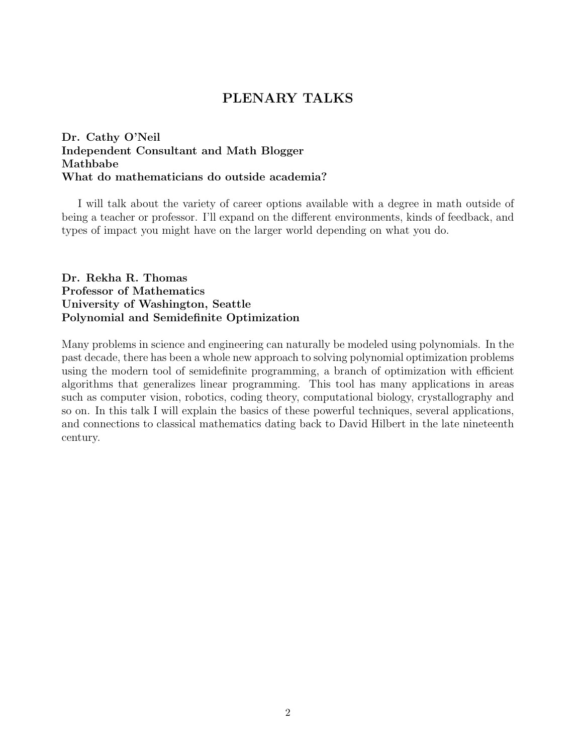# PLENARY TALKS

**Dr. Cathy O'Neil**
**Independent Consultant and Math Blogger**
**Mathbabe**
**What do mathematicians do outside academia?**

I will talk about the variety of career options available with a degree in math outside of being a teacher or professor. I'll expand on the different environments, kinds of feedback, and types of impact you might have on the larger world depending on what you do.

**Dr. Rekha R. Thomas**
**Professor of Mathematics**
**University of Washington, Seattle**
**Polynomial and Semidefinite Optimization**

Many problems in science and engineering can naturally be modeled using polynomials. In the past decade, there has been a whole new approach to solving polynomial optimization problems using the modern tool of semidefinite programming, a branch of optimization with efficient algorithms that generalizes linear programming. This tool has many applications in areas such as computer vision, robotics, coding theory, computational biology, crystallography and so on. In this talk I will explain the basics of these powerful techniques, several applications, and connections to classical mathematics dating back to David Hilbert in the late nineteenth century.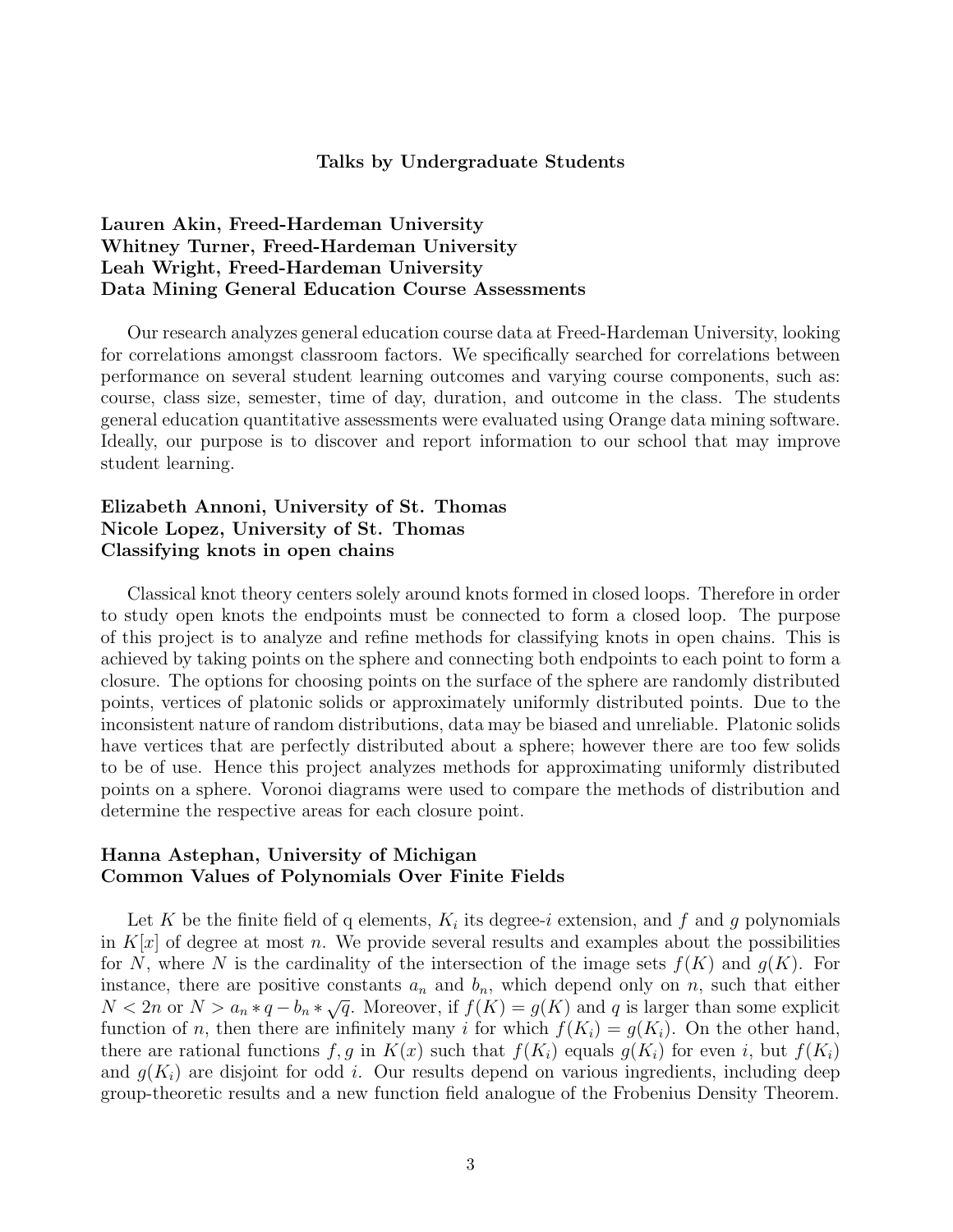## Talks by Undergraduate Students

**Lauren Akin, Freed-Hardeman University**
**Whitney Turner, Freed-Hardeman University**
**Leah Wright, Freed-Hardeman University**
**Data Mining General Education Course Assessments**

Our research analyzes general education course data at Freed-Hardeman University, looking for correlations amongst classroom factors. We specifically searched for correlations between performance on several student learning outcomes and varying course components, such as: course, class size, semester, time of day, duration, and outcome in the class. The students general education quantitative assessments were evaluated using Orange data mining software. Ideally, our purpose is to discover and report information to our school that may improve student learning.

**Elizabeth Annoni, University of St. Thomas**
**Nicole Lopez, University of St. Thomas**
**Classifying knots in open chains**

Classical knot theory centers solely around knots formed in closed loops. Therefore in order to study open knots the endpoints must be connected to form a closed loop. The purpose of this project is to analyze and refine methods for classifying knots in open chains. This is achieved by taking points on the sphere and connecting both endpoints to each point to form a closure. The options for choosing points on the surface of the sphere are randomly distributed points, vertices of platonic solids or approximately uniformly distributed points. Due to the inconsistent nature of random distributions, data may be biased and unreliable. Platonic solids have vertices that are perfectly distributed about a sphere; however there are too few solids to be of use. Hence this project analyzes methods for approximating uniformly distributed points on a sphere. Voronoi diagrams were used to compare the methods of distribution and determine the respective areas for each closure point.

**Hanna Astephan, University of Michigan**
**Common Values of Polynomials Over Finite Fields**

Let $K$ be the finite field of q elements, $K_i$ its degree-$i$ extension, and $f$ and $g$ polynomials in $K[x]$ of degree at most $n$. We provide several results and examples about the possibilities for $N$, where $N$ is the cardinality of the intersection of the image sets $f(K)$ and $g(K)$. For instance, there are positive constants $a_n$ and $b_n$, which depend only on $n$, such that either $N < 2n$ or $N > a_n * q - b_n * \sqrt{q}$. Moreover, if $f(K) = g(K)$ and $q$ is larger than some explicit function of $n$, then there are infinitely many $i$ for which $f(K_i) = g(K_i)$. On the other hand, there are rational functions $f, g$ in $K(x)$ such that $f(K_i)$ equals $g(K_i)$ for even $i$, but $f(K_i)$ and $g(K_i)$ are disjoint for odd $i$. Our results depend on various ingredients, including deep group-theoretic results and a new function field analogue of the Frobenius Density Theorem.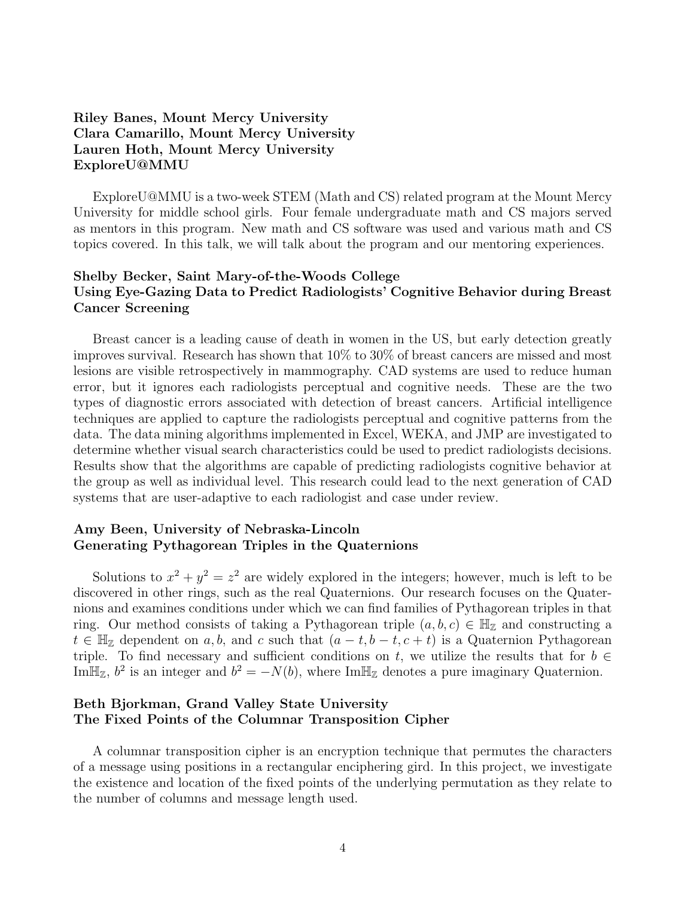**Riley Banes, Mount Mercy University**
**Clara Camarillo, Mount Mercy University**
**Lauren Hoth, Mount Mercy University**
**ExploreU@MMU**

ExploreU@MMU is a two-week STEM (Math and CS) related program at the Mount Mercy University for middle school girls. Four female undergraduate math and CS majors served as mentors in this program. New math and CS software was used and various math and CS topics covered. In this talk, we will talk about the program and our mentoring experiences.

**Shelby Becker, Saint Mary-of-the-Woods College**
**Using Eye-Gazing Data to Predict Radiologists' Cognitive Behavior during Breast Cancer Screening**

Breast cancer is a leading cause of death in women in the US, but early detection greatly improves survival. Research has shown that 10% to 30% of breast cancers are missed and most lesions are visible retrospectively in mammography. CAD systems are used to reduce human error, but it ignores each radiologists perceptual and cognitive needs. These are the two types of diagnostic errors associated with detection of breast cancers. Artificial intelligence techniques are applied to capture the radiologists perceptual and cognitive patterns from the data. The data mining algorithms implemented in Excel, WEKA, and JMP are investigated to determine whether visual search characteristics could be used to predict radiologists decisions. Results show that the algorithms are capable of predicting radiologists cognitive behavior at the group as well as individual level. This research could lead to the next generation of CAD systems that are user-adaptive to each radiologist and case under review.

**Amy Been, University of Nebraska-Lincoln**
**Generating Pythagorean Triples in the Quaternions**

Solutions to $x^2 + y^2 = z^2$ are widely explored in the integers; however, much is left to be discovered in other rings, such as the real Quaternions. Our research focuses on the Quaternions and examines conditions under which we can find families of Pythagorean triples in that ring. Our method consists of taking a Pythagorean triple $(a, b, c) \in \mathbb{H}_{\mathbb{Z}}$ and constructing a $t \in \mathbb{H}_{\mathbb{Z}}$ dependent on $a, b,$ and $c$ such that $(a - t, b - t, c + t)$ is a Quaternion Pythagorean triple. To find necessary and sufficient conditions on $t$, we utilize the results that for $b \in \text{Im}\mathbb{H}_{\mathbb{Z}}$, $b^2$ is an integer and $b^2 = -N(b)$, where $\text{Im}\mathbb{H}_{\mathbb{Z}}$ denotes a pure imaginary Quaternion.

**Beth Bjorkman, Grand Valley State University**
**The Fixed Points of the Columnar Transposition Cipher**

A columnar transposition cipher is an encryption technique that permutes the characters of a message using positions in a rectangular enciphering gird. In this project, we investigate the existence and location of the fixed points of the underlying permutation as they relate to the number of columns and message length used.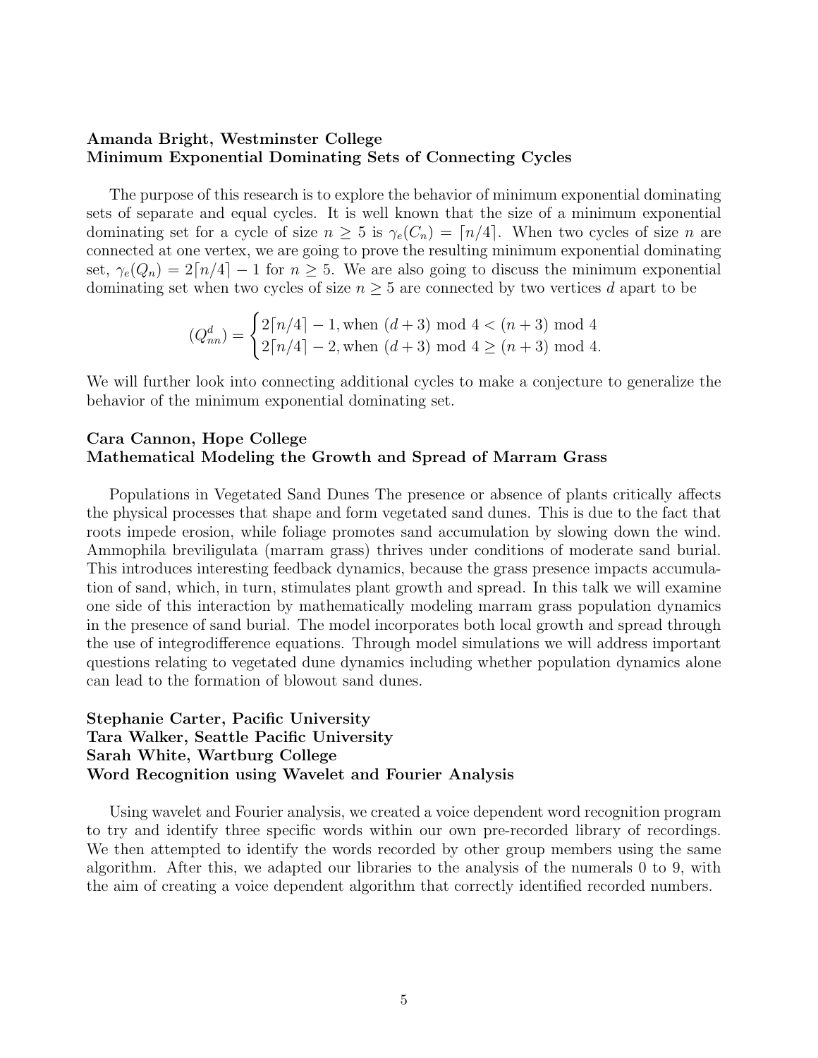**Amanda Bright, Westminster College**
**Minimum Exponential Dominating Sets of Connecting Cycles**

The purpose of this research is to explore the behavior of minimum exponential dominating sets of separate and equal cycles. It is well known that the size of a minimum exponential dominating set for a cycle of size $n \geq 5$ is $\gamma_e(C_n) = \lceil n/4 \rceil$. When two cycles of size $n$ are connected at one vertex, we are going to prove the resulting minimum exponential dominating set, $\gamma_e(Q_n) = 2\lceil n/4 \rceil - 1$ for $n \geq 5$. We are also going to discuss the minimum exponential dominating set when two cycles of size $n \geq 5$ are connected by two vertices $d$ apart to be

$$(Q_{nn}^d) = \begin{cases} 2\lceil n/4 \rceil - 1, \text{when } (d+3) \bmod 4 < (n+3) \bmod 4 \\ 2\lceil n/4 \rceil - 2, \text{when } (d+3) \bmod 4 \geq (n+3) \bmod 4. \end{cases}$$

We will further look into connecting additional cycles to make a conjecture to generalize the behavior of the minimum exponential dominating set.

**Cara Cannon, Hope College**
**Mathematical Modeling the Growth and Spread of Marram Grass**

Populations in Vegetated Sand Dunes The presence or absence of plants critically affects the physical processes that shape and form vegetated sand dunes. This is due to the fact that roots impede erosion, while foliage promotes sand accumulation by slowing down the wind. Ammophila breviligulata (marram grass) thrives under conditions of moderate sand burial. This introduces interesting feedback dynamics, because the grass presence impacts accumulation of sand, which, in turn, stimulates plant growth and spread. In this talk we will examine one side of this interaction by mathematically modeling marram grass population dynamics in the presence of sand burial. The model incorporates both local growth and spread through the use of integrodifference equations. Through model simulations we will address important questions relating to vegetated dune dynamics including whether population dynamics alone can lead to the formation of blowout sand dunes.

**Stephanie Carter, Pacific University**
**Tara Walker, Seattle Pacific University**
**Sarah White, Wartburg College**
**Word Recognition using Wavelet and Fourier Analysis**

Using wavelet and Fourier analysis, we created a voice dependent word recognition program to try and identify three specific words within our own pre-recorded library of recordings. We then attempted to identify the words recorded by other group members using the same algorithm. After this, we adapted our libraries to the analysis of the numerals 0 to 9, with the aim of creating a voice dependent algorithm that correctly identified recorded numbers.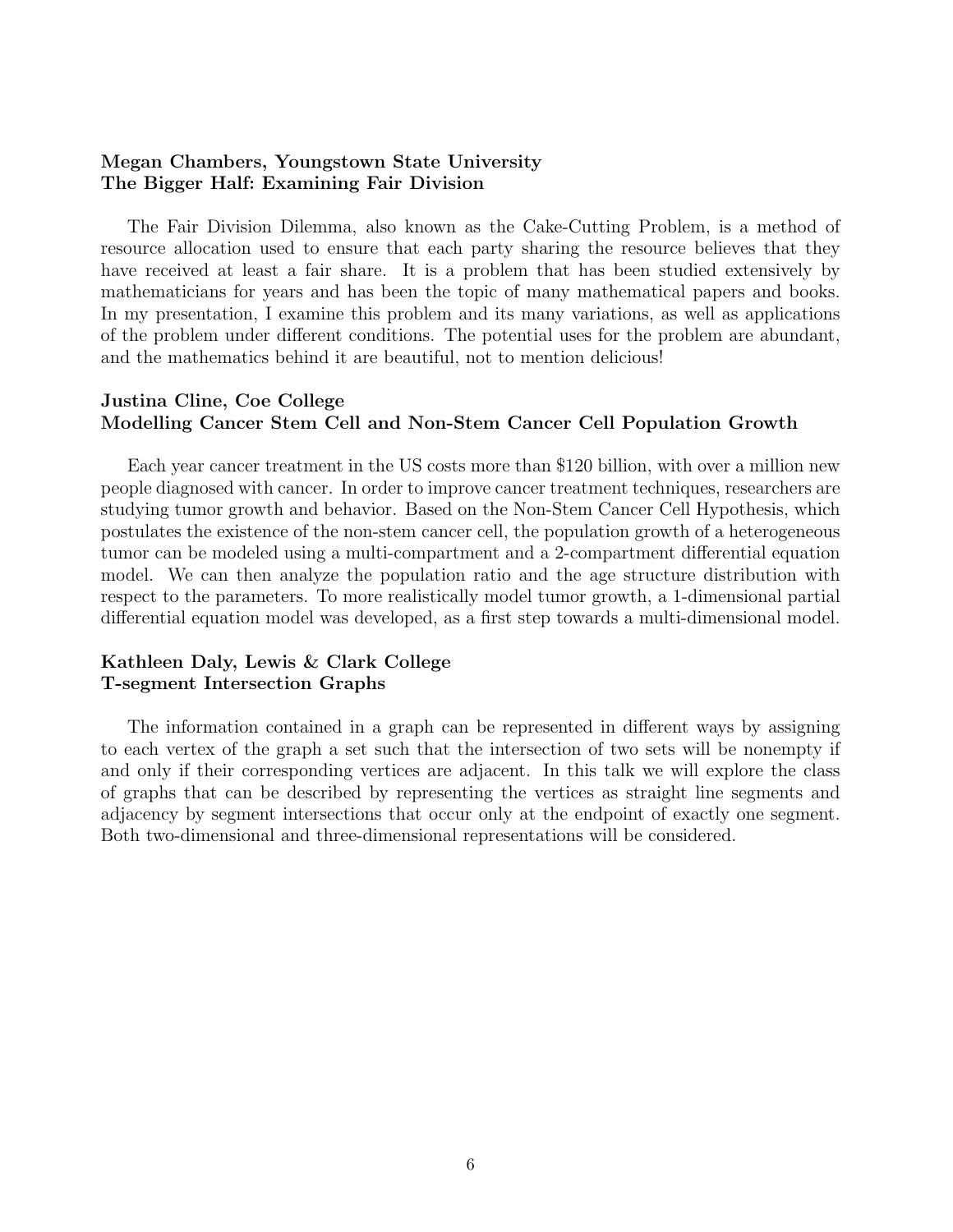**Megan Chambers, Youngstown State University**
**The Bigger Half: Examining Fair Division**

The Fair Division Dilemma, also known as the Cake-Cutting Problem, is a method of resource allocation used to ensure that each party sharing the resource believes that they have received at least a fair share. It is a problem that has been studied extensively by mathematicians for years and has been the topic of many mathematical papers and books. In my presentation, I examine this problem and its many variations, as well as applications of the problem under different conditions. The potential uses for the problem are abundant, and the mathematics behind it are beautiful, not to mention delicious!

**Justina Cline, Coe College**
**Modelling Cancer Stem Cell and Non-Stem Cancer Cell Population Growth**

Each year cancer treatment in the US costs more than $120 billion, with over a million new people diagnosed with cancer. In order to improve cancer treatment techniques, researchers are studying tumor growth and behavior. Based on the Non-Stem Cancer Cell Hypothesis, which postulates the existence of the non-stem cancer cell, the population growth of a heterogeneous tumor can be modeled using a multi-compartment and a 2-compartment differential equation model. We can then analyze the population ratio and the age structure distribution with respect to the parameters. To more realistically model tumor growth, a 1-dimensional partial differential equation model was developed, as a first step towards a multi-dimensional model.

**Kathleen Daly, Lewis & Clark College**
**T-segment Intersection Graphs**

The information contained in a graph can be represented in different ways by assigning to each vertex of the graph a set such that the intersection of two sets will be nonempty if and only if their corresponding vertices are adjacent. In this talk we will explore the class of graphs that can be described by representing the vertices as straight line segments and adjacency by segment intersections that occur only at the endpoint of exactly one segment. Both two-dimensional and three-dimensional representations will be considered.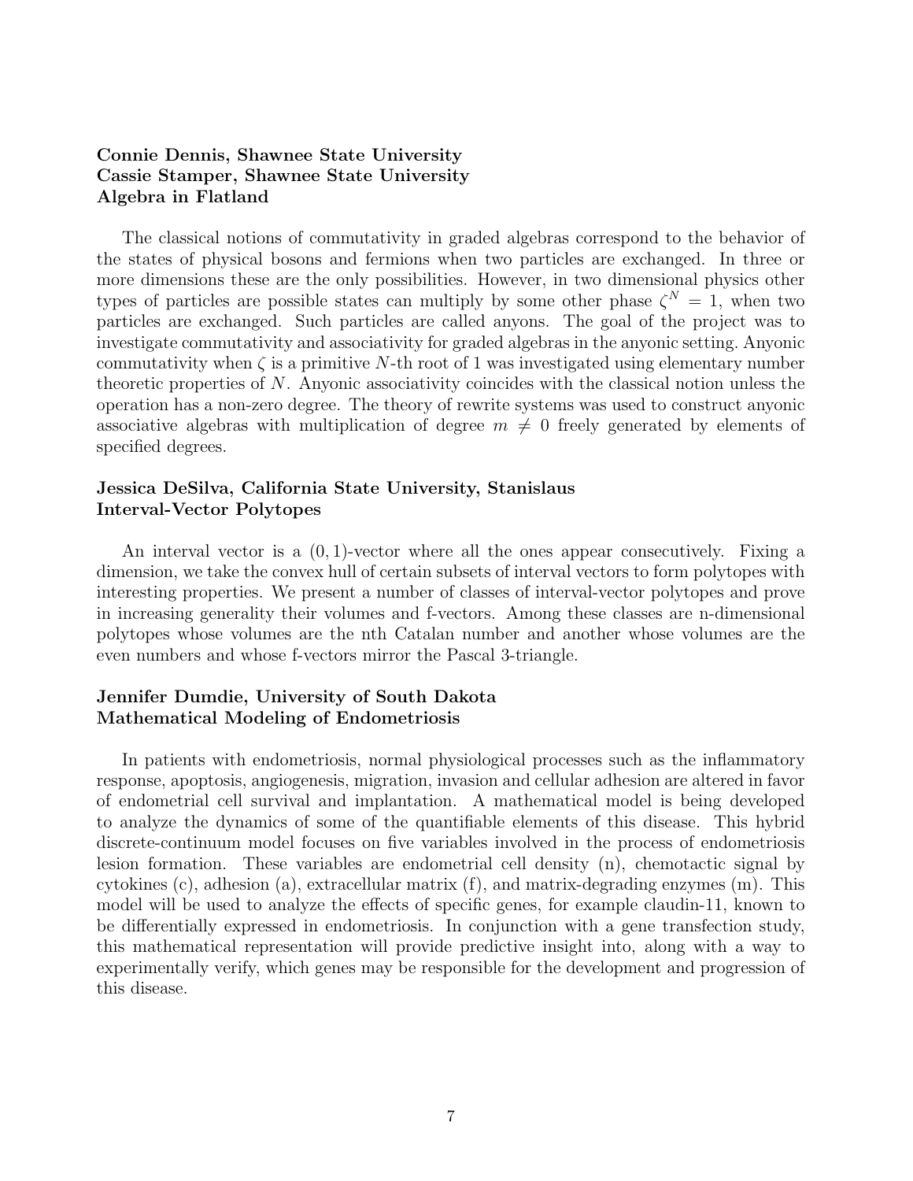**Connie Dennis, Shawnee State University**
**Cassie Stamper, Shawnee State University**
**Algebra in Flatland**

The classical notions of commutativity in graded algebras correspond to the behavior of the states of physical bosons and fermions when two particles are exchanged. In three or more dimensions these are the only possibilities. However, in two dimensional physics other types of particles are possible states can multiply by some other phase $\zeta^N = 1$, when two particles are exchanged. Such particles are called anyons. The goal of the project was to investigate commutativity and associativity for graded algebras in the anyonic setting. Anyonic commutativity when $\zeta$ is a primitive $N$-th root of 1 was investigated using elementary number theoretic properties of $N$. Anyonic associativity coincides with the classical notion unless the operation has a non-zero degree. The theory of rewrite systems was used to construct anyonic associative algebras with multiplication of degree $m \neq 0$ freely generated by elements of specified degrees.

**Jessica DeSilva, California State University, Stanislaus**
**Interval-Vector Polytopes**

An interval vector is a $(0, 1)$-vector where all the ones appear consecutively. Fixing a dimension, we take the convex hull of certain subsets of interval vectors to form polytopes with interesting properties. We present a number of classes of interval-vector polytopes and prove in increasing generality their volumes and f-vectors. Among these classes are n-dimensional polytopes whose volumes are the nth Catalan number and another whose volumes are the even numbers and whose f-vectors mirror the Pascal 3-triangle.

**Jennifer Dumdie, University of South Dakota**
**Mathematical Modeling of Endometriosis**

In patients with endometriosis, normal physiological processes such as the inflammatory response, apoptosis, angiogenesis, migration, invasion and cellular adhesion are altered in favor of endometrial cell survival and implantation. A mathematical model is being developed to analyze the dynamics of some of the quantifiable elements of this disease. This hybrid discrete-continuum model focuses on five variables involved in the process of endometriosis lesion formation. These variables are endometrial cell density (n), chemotactic signal by cytokines (c), adhesion (a), extracellular matrix (f), and matrix-degrading enzymes (m). This model will be used to analyze the effects of specific genes, for example claudin-11, known to be differentially expressed in endometriosis. In conjunction with a gene transfection study, this mathematical representation will provide predictive insight into, along with a way to experimentally verify, which genes may be responsible for the development and progression of this disease.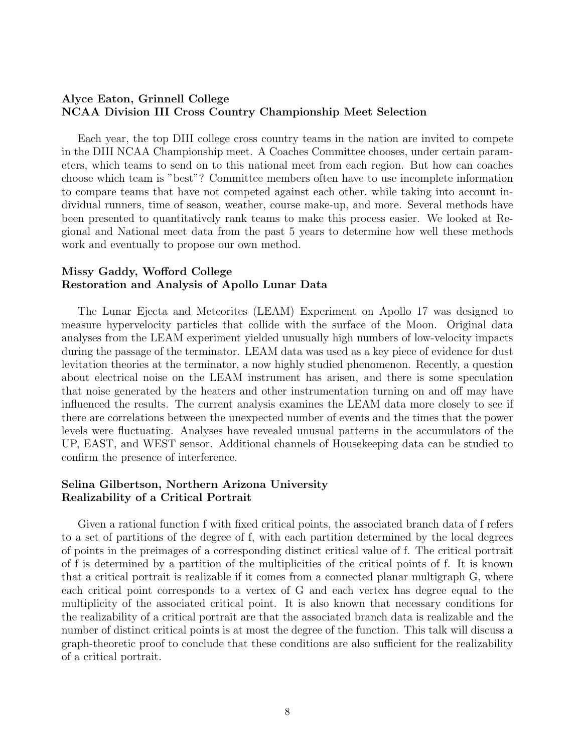**Alyce Eaton, Grinnell College**
**NCAA Division III Cross Country Championship Meet Selection**

Each year, the top DIII college cross country teams in the nation are invited to compete in the DIII NCAA Championship meet. A Coaches Committee chooses, under certain parameters, which teams to send on to this national meet from each region. But how can coaches choose which team is "best"? Committee members often have to use incomplete information to compare teams that have not competed against each other, while taking into account individual runners, time of season, weather, course make-up, and more. Several methods have been presented to quantitatively rank teams to make this process easier. We looked at Regional and National meet data from the past 5 years to determine how well these methods work and eventually to propose our own method.

**Missy Gaddy, Wofford College**
**Restoration and Analysis of Apollo Lunar Data**

The Lunar Ejecta and Meteorites (LEAM) Experiment on Apollo 17 was designed to measure hypervelocity particles that collide with the surface of the Moon. Original data analyses from the LEAM experiment yielded unusually high numbers of low-velocity impacts during the passage of the terminator. LEAM data was used as a key piece of evidence for dust levitation theories at the terminator, a now highly studied phenomenon. Recently, a question about electrical noise on the LEAM instrument has arisen, and there is some speculation that noise generated by the heaters and other instrumentation turning on and off may have influenced the results. The current analysis examines the LEAM data more closely to see if there are correlations between the unexpected number of events and the times that the power levels were fluctuating. Analyses have revealed unusual patterns in the accumulators of the UP, EAST, and WEST sensor. Additional channels of Housekeeping data can be studied to confirm the presence of interference.

**Selina Gilbertson, Northern Arizona University**
**Realizability of a Critical Portrait**

Given a rational function f with fixed critical points, the associated branch data of f refers to a set of partitions of the degree of f, with each partition determined by the local degrees of points in the preimages of a corresponding distinct critical value of f. The critical portrait of f is determined by a partition of the multiplicities of the critical points of f. It is known that a critical portrait is realizable if it comes from a connected planar multigraph G, where each critical point corresponds to a vertex of G and each vertex has degree equal to the multiplicity of the associated critical point. It is also known that necessary conditions for the realizability of a critical portrait are that the associated branch data is realizable and the number of distinct critical points is at most the degree of the function. This talk will discuss a graph-theoretic proof to conclude that these conditions are also sufficient for the realizability of a critical portrait.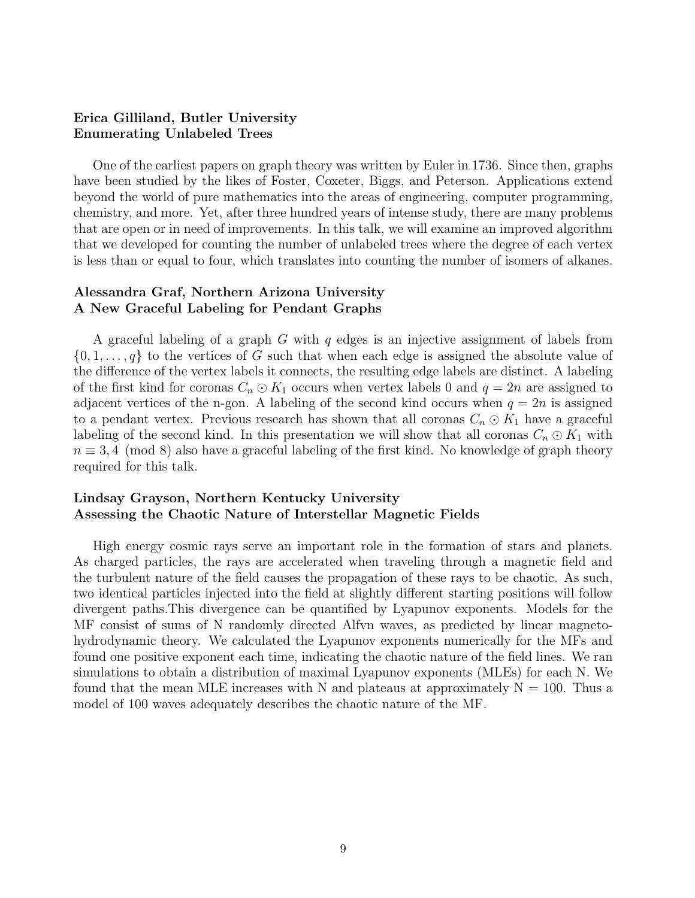**Erica Gilliland, Butler University**
**Enumerating Unlabeled Trees**

One of the earliest papers on graph theory was written by Euler in 1736. Since then, graphs have been studied by the likes of Foster, Coxeter, Biggs, and Peterson. Applications extend beyond the world of pure mathematics into the areas of engineering, computer programming, chemistry, and more. Yet, after three hundred years of intense study, there are many problems that are open or in need of improvements. In this talk, we will examine an improved algorithm that we developed for counting the number of unlabeled trees where the degree of each vertex is less than or equal to four, which translates into counting the number of isomers of alkanes.

**Alessandra Graf, Northern Arizona University**
**A New Graceful Labeling for Pendant Graphs**

A graceful labeling of a graph $G$ with $q$ edges is an injective assignment of labels from $\{0, 1, \ldots, q\}$ to the vertices of $G$ such that when each edge is assigned the absolute value of the difference of the vertex labels it connects, the resulting edge labels are distinct. A labeling of the first kind for coronas $C_n \odot K_1$ occurs when vertex labels 0 and $q = 2n$ are assigned to adjacent vertices of the n-gon. A labeling of the second kind occurs when $q = 2n$ is assigned to a pendant vertex. Previous research has shown that all coronas $C_n \odot K_1$ have a graceful labeling of the second kind. In this presentation we will show that all coronas $C_n \odot K_1$ with $n \equiv 3, 4 \pmod 8$ also have a graceful labeling of the first kind. No knowledge of graph theory required for this talk.

**Lindsay Grayson, Northern Kentucky University**
**Assessing the Chaotic Nature of Interstellar Magnetic Fields**

High energy cosmic rays serve an important role in the formation of stars and planets. As charged particles, the rays are accelerated when traveling through a magnetic field and the turbulent nature of the field causes the propagation of these rays to be chaotic. As such, two identical particles injected into the field at slightly different starting positions will follow divergent paths.This divergence can be quantified by Lyapunov exponents. Models for the MF consist of sums of N randomly directed Alfvn waves, as predicted by linear magneto-hydrodynamic theory. We calculated the Lyapunov exponents numerically for the MFs and found one positive exponent each time, indicating the chaotic nature of the field lines. We ran simulations to obtain a distribution of maximal Lyapunov exponents (MLEs) for each N. We found that the mean MLE increases with N and plateaus at approximately N = 100. Thus a model of 100 waves adequately describes the chaotic nature of the MF.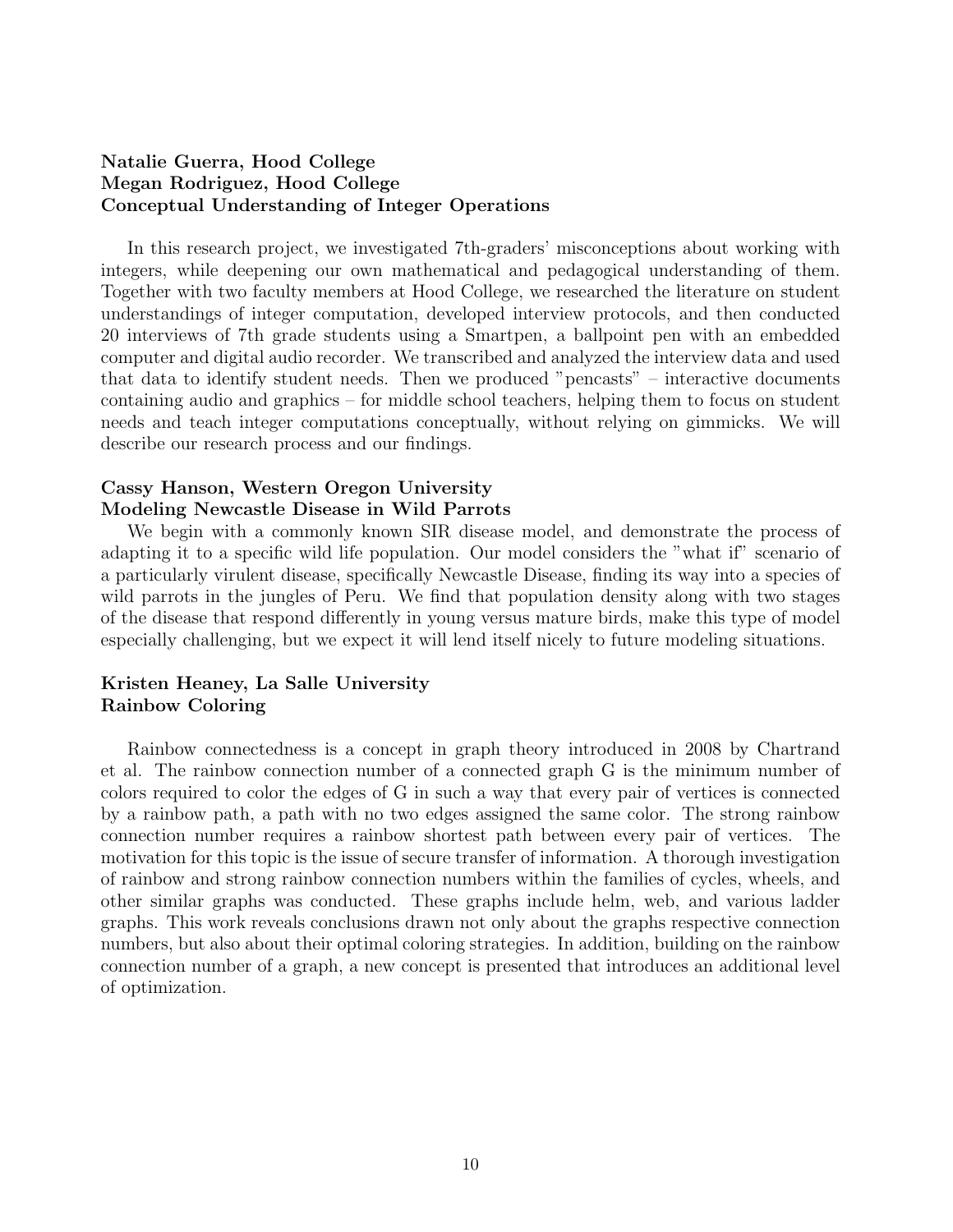**Natalie Guerra, Hood College**
**Megan Rodriguez, Hood College**
**Conceptual Understanding of Integer Operations**

In this research project, we investigated 7th-graders' misconceptions about working with integers, while deepening our own mathematical and pedagogical understanding of them. Together with two faculty members at Hood College, we researched the literature on student understandings of integer computation, developed interview protocols, and then conducted 20 interviews of 7th grade students using a Smartpen, a ballpoint pen with an embedded computer and digital audio recorder. We transcribed and analyzed the interview data and used that data to identify student needs. Then we produced "pencasts" – interactive documents containing audio and graphics – for middle school teachers, helping them to focus on student needs and teach integer computations conceptually, without relying on gimmicks. We will describe our research process and our findings.

**Cassy Hanson, Western Oregon University**
**Modeling Newcastle Disease in Wild Parrots**

We begin with a commonly known SIR disease model, and demonstrate the process of adapting it to a specific wild life population. Our model considers the "what if" scenario of a particularly virulent disease, specifically Newcastle Disease, finding its way into a species of wild parrots in the jungles of Peru. We find that population density along with two stages of the disease that respond differently in young versus mature birds, make this type of model especially challenging, but we expect it will lend itself nicely to future modeling situations.

**Kristen Heaney, La Salle University**
**Rainbow Coloring**

Rainbow connectedness is a concept in graph theory introduced in 2008 by Chartrand et al. The rainbow connection number of a connected graph G is the minimum number of colors required to color the edges of G in such a way that every pair of vertices is connected by a rainbow path, a path with no two edges assigned the same color. The strong rainbow connection number requires a rainbow shortest path between every pair of vertices. The motivation for this topic is the issue of secure transfer of information. A thorough investigation of rainbow and strong rainbow connection numbers within the families of cycles, wheels, and other similar graphs was conducted. These graphs include helm, web, and various ladder graphs. This work reveals conclusions drawn not only about the graphs respective connection numbers, but also about their optimal coloring strategies. In addition, building on the rainbow connection number of a graph, a new concept is presented that introduces an additional level of optimization.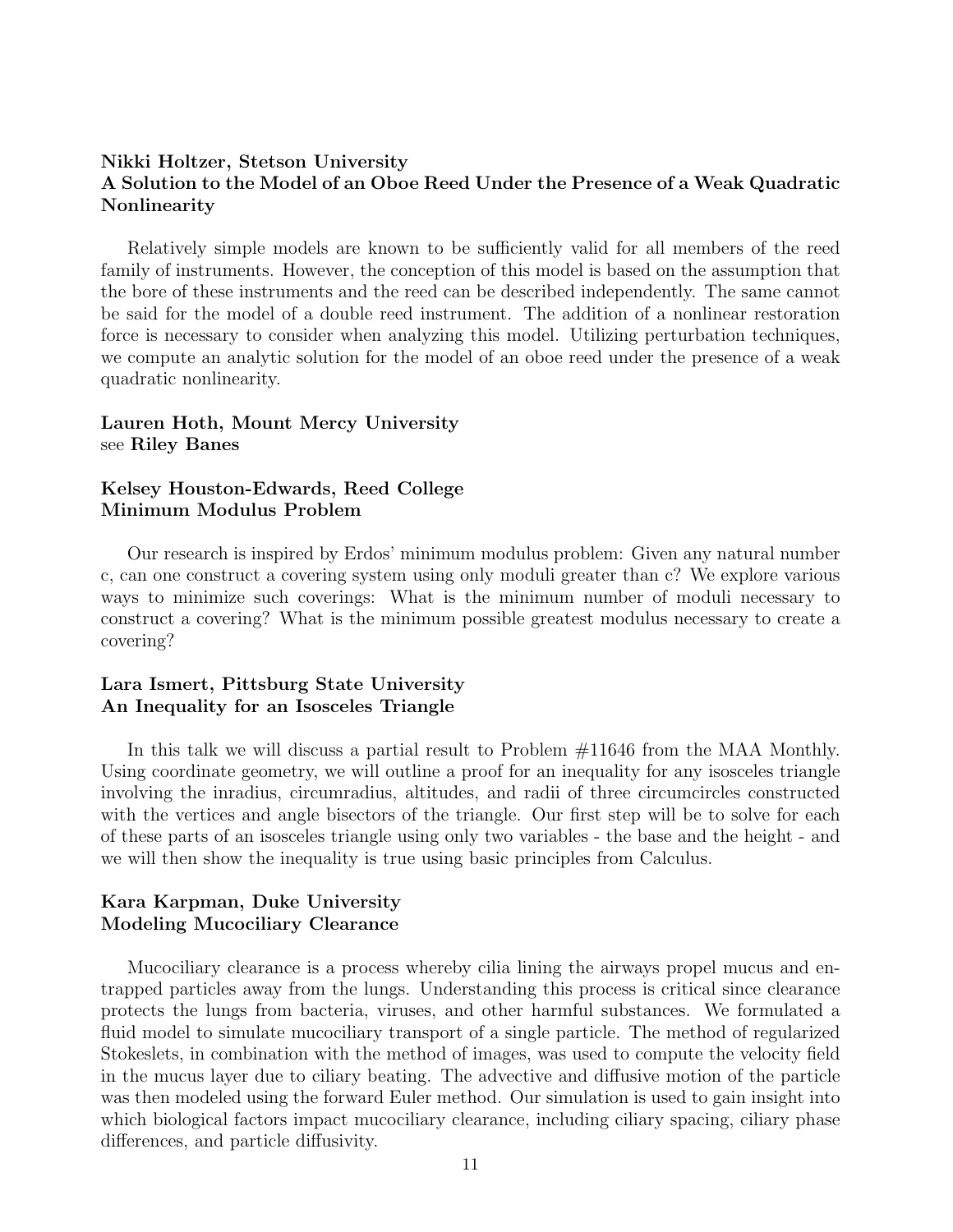**Nikki Holtzer, Stetson University**
**A Solution to the Model of an Oboe Reed Under the Presence of a Weak Quadratic Nonlinearity**

Relatively simple models are known to be sufficiently valid for all members of the reed family of instruments. However, the conception of this model is based on the assumption that the bore of these instruments and the reed can be described independently. The same cannot be said for the model of a double reed instrument. The addition of a nonlinear restoration force is necessary to consider when analyzing this model. Utilizing perturbation techniques, we compute an analytic solution for the model of an oboe reed under the presence of a weak quadratic nonlinearity.

**Lauren Hoth, Mount Mercy University**
see **Riley Banes**

**Kelsey Houston-Edwards, Reed College**
**Minimum Modulus Problem**

Our research is inspired by Erdos' minimum modulus problem: Given any natural number c, can one construct a covering system using only moduli greater than c? We explore various ways to minimize such coverings: What is the minimum number of moduli necessary to construct a covering? What is the minimum possible greatest modulus necessary to create a covering?

**Lara Ismert, Pittsburg State University**
**An Inequality for an Isosceles Triangle**

In this talk we will discuss a partial result to Problem #11646 from the MAA Monthly. Using coordinate geometry, we will outline a proof for an inequality for any isosceles triangle involving the inradius, circumradius, altitudes, and radii of three circumcircles constructed with the vertices and angle bisectors of the triangle. Our first step will be to solve for each of these parts of an isosceles triangle using only two variables - the base and the height - and we will then show the inequality is true using basic principles from Calculus.

**Kara Karpman, Duke University**
**Modeling Mucociliary Clearance**

Mucociliary clearance is a process whereby cilia lining the airways propel mucus and entrapped particles away from the lungs. Understanding this process is critical since clearance protects the lungs from bacteria, viruses, and other harmful substances. We formulated a fluid model to simulate mucociliary transport of a single particle. The method of regularized Stokeslets, in combination with the method of images, was used to compute the velocity field in the mucus layer due to ciliary beating. The advective and diffusive motion of the particle was then modeled using the forward Euler method. Our simulation is used to gain insight into which biological factors impact mucociliary clearance, including ciliary spacing, ciliary phase differences, and particle diffusivity.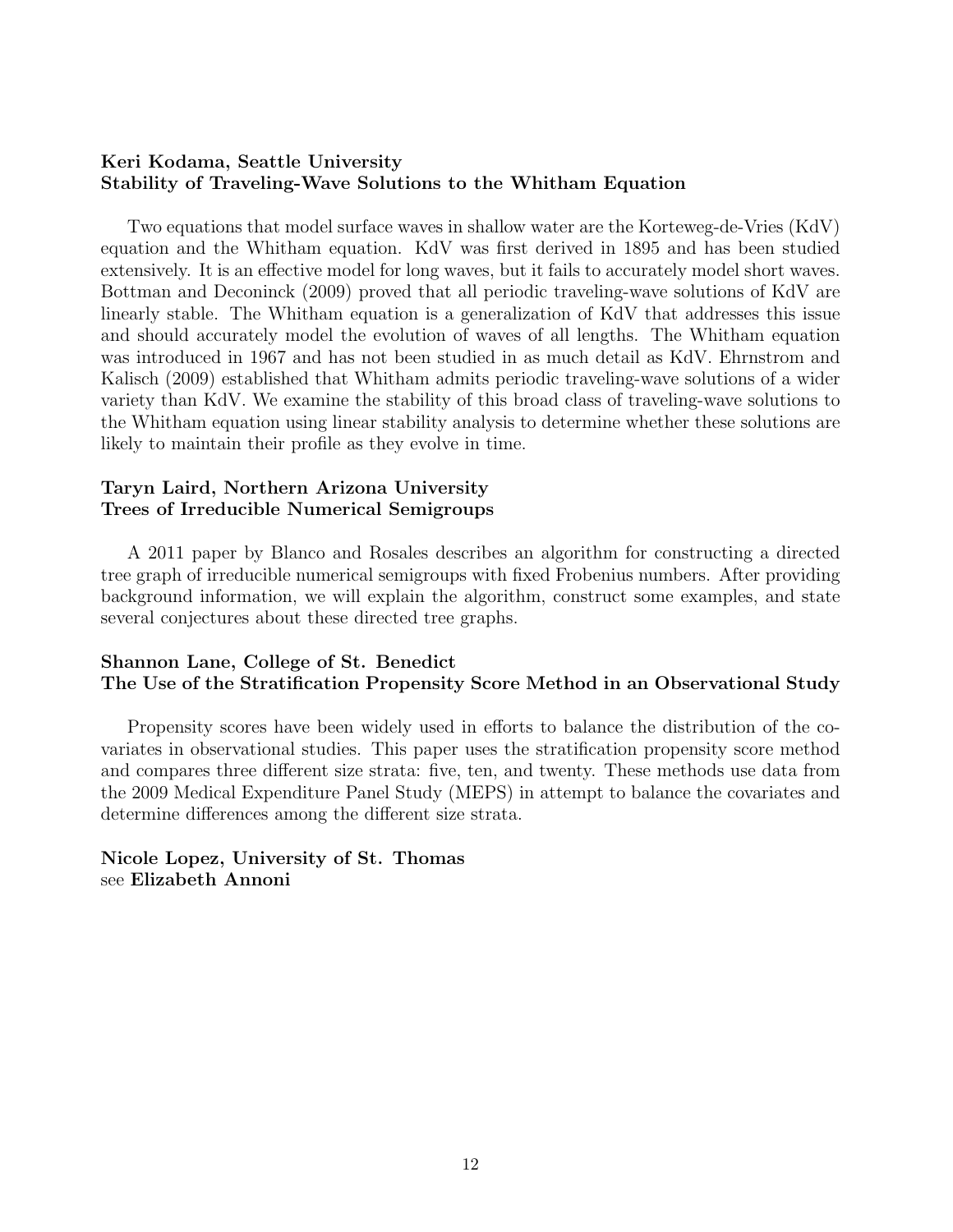**Keri Kodama, Seattle University**
**Stability of Traveling-Wave Solutions to the Whitham Equation**

Two equations that model surface waves in shallow water are the Korteweg-de-Vries (KdV) equation and the Whitham equation. KdV was first derived in 1895 and has been studied extensively. It is an effective model for long waves, but it fails to accurately model short waves. Bottman and Deconinck (2009) proved that all periodic traveling-wave solutions of KdV are linearly stable. The Whitham equation is a generalization of KdV that addresses this issue and should accurately model the evolution of waves of all lengths. The Whitham equation was introduced in 1967 and has not been studied in as much detail as KdV. Ehrnstrom and Kalisch (2009) established that Whitham admits periodic traveling-wave solutions of a wider variety than KdV. We examine the stability of this broad class of traveling-wave solutions to the Whitham equation using linear stability analysis to determine whether these solutions are likely to maintain their profile as they evolve in time.

**Taryn Laird, Northern Arizona University**
**Trees of Irreducible Numerical Semigroups**

A 2011 paper by Blanco and Rosales describes an algorithm for constructing a directed tree graph of irreducible numerical semigroups with fixed Frobenius numbers. After providing background information, we will explain the algorithm, construct some examples, and state several conjectures about these directed tree graphs.

**Shannon Lane, College of St. Benedict**
**The Use of the Stratification Propensity Score Method in an Observational Study**

Propensity scores have been widely used in efforts to balance the distribution of the covariates in observational studies. This paper uses the stratification propensity score method and compares three different size strata: five, ten, and twenty. These methods use data from the 2009 Medical Expenditure Panel Study (MEPS) in attempt to balance the covariates and determine differences among the different size strata.

**Nicole Lopez, University of St. Thomas**
see **Elizabeth Annoni**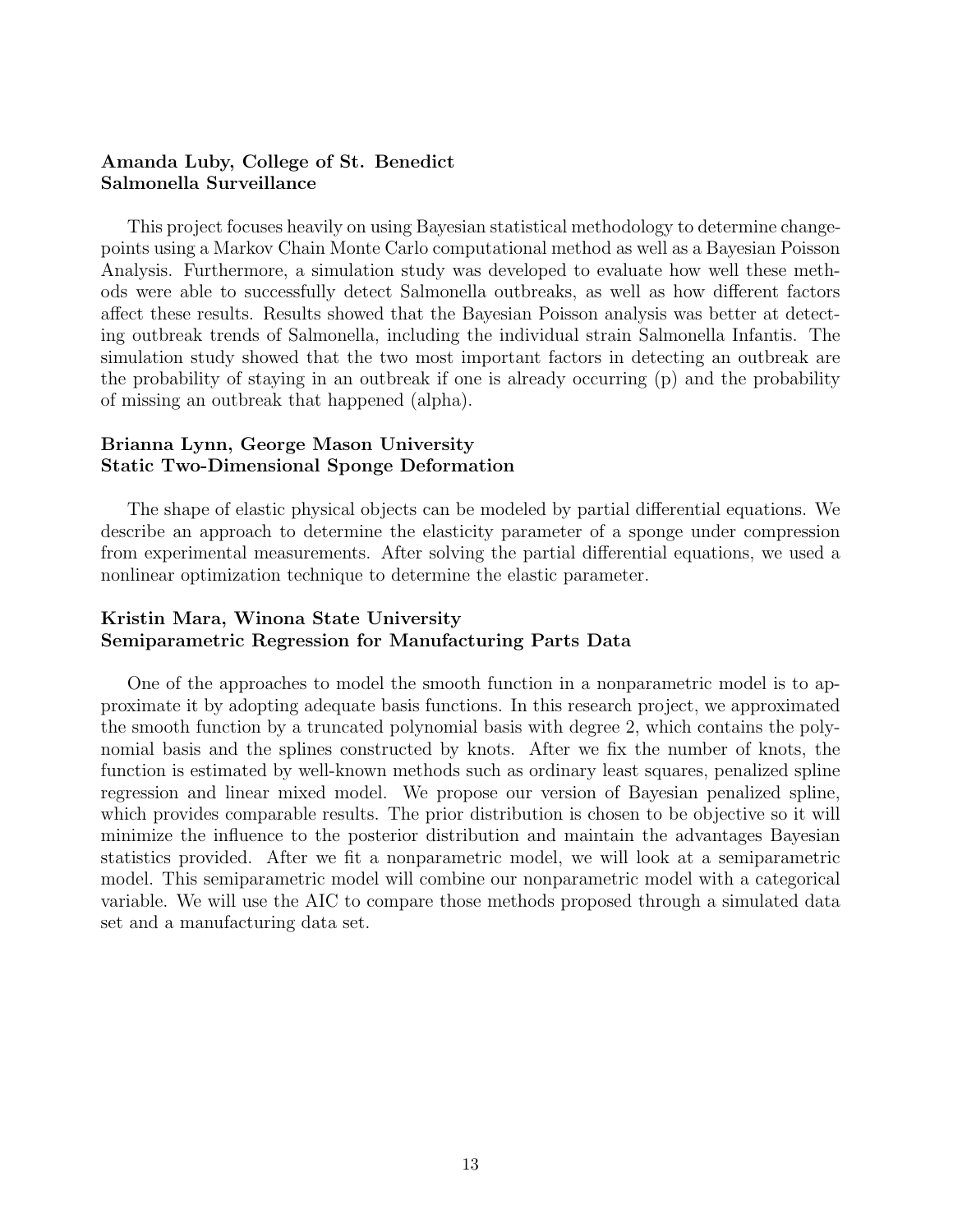**Amanda Luby, College of St. Benedict**
**Salmonella Surveillance**

This project focuses heavily on using Bayesian statistical methodology to determine change-points using a Markov Chain Monte Carlo computational method as well as a Bayesian Poisson Analysis. Furthermore, a simulation study was developed to evaluate how well these methods were able to successfully detect Salmonella outbreaks, as well as how different factors affect these results. Results showed that the Bayesian Poisson analysis was better at detecting outbreak trends of Salmonella, including the individual strain Salmonella Infantis. The simulation study showed that the two most important factors in detecting an outbreak are the probability of staying in an outbreak if one is already occurring (p) and the probability of missing an outbreak that happened (alpha).

**Brianna Lynn, George Mason University**
**Static Two-Dimensional Sponge Deformation**

The shape of elastic physical objects can be modeled by partial differential equations. We describe an approach to determine the elasticity parameter of a sponge under compression from experimental measurements. After solving the partial differential equations, we used a nonlinear optimization technique to determine the elastic parameter.

**Kristin Mara, Winona State University**
**Semiparametric Regression for Manufacturing Parts Data**

One of the approaches to model the smooth function in a nonparametric model is to approximate it by adopting adequate basis functions. In this research project, we approximated the smooth function by a truncated polynomial basis with degree 2, which contains the polynomial basis and the splines constructed by knots. After we fix the number of knots, the function is estimated by well-known methods such as ordinary least squares, penalized spline regression and linear mixed model. We propose our version of Bayesian penalized spline, which provides comparable results. The prior distribution is chosen to be objective so it will minimize the influence to the posterior distribution and maintain the advantages Bayesian statistics provided. After we fit a nonparametric model, we will look at a semiparametric model. This semiparametric model will combine our nonparametric model with a categorical variable. We will use the AIC to compare those methods proposed through a simulated data set and a manufacturing data set.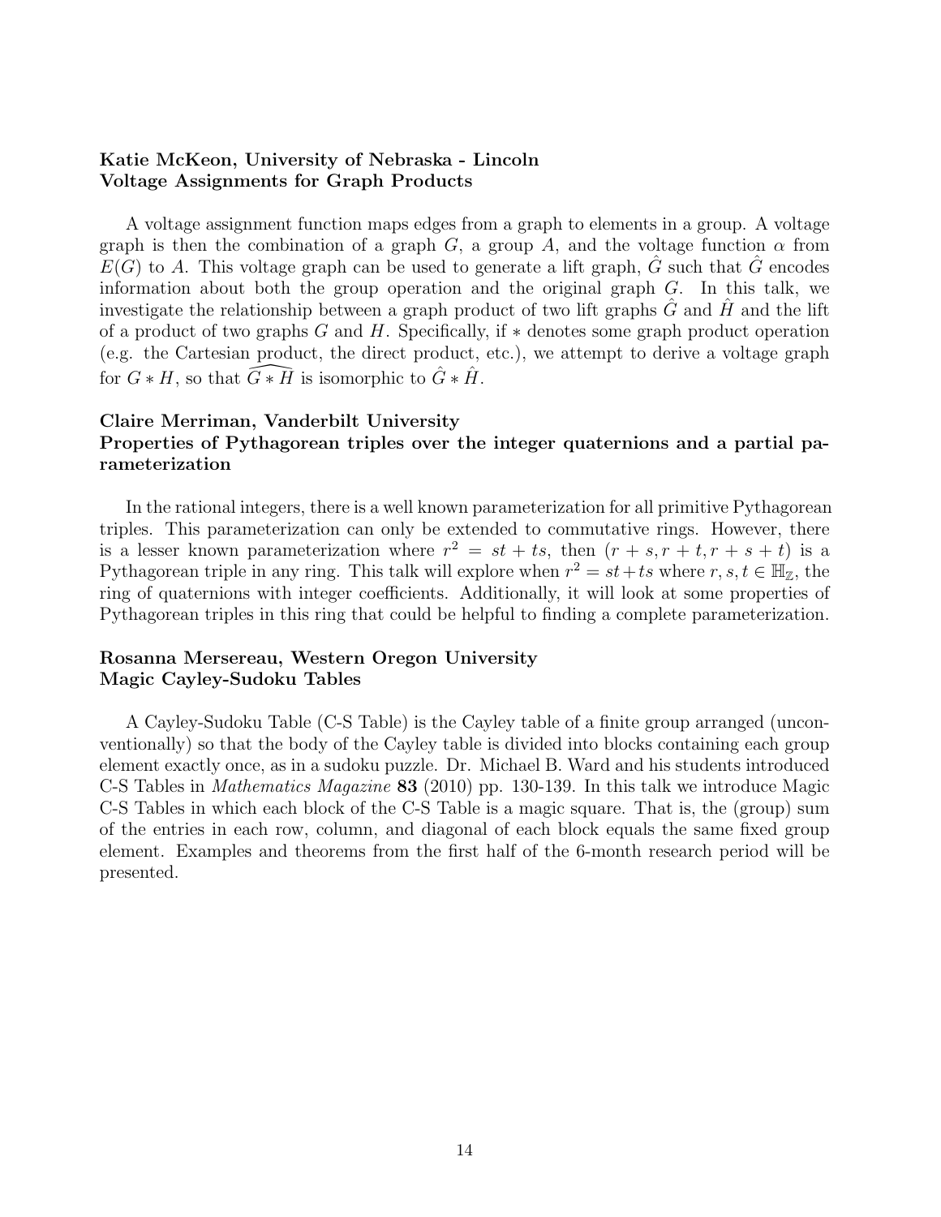**Katie McKeon, University of Nebraska - Lincoln**
**Voltage Assignments for Graph Products**

A voltage assignment function maps edges from a graph to elements in a group. A voltage graph is then the combination of a graph $G$, a group $A$, and the voltage function $\alpha$ from $E(G)$ to $A$. This voltage graph can be used to generate a lift graph, $\hat{G}$ such that $\hat{G}$ encodes information about both the group operation and the original graph $G$. In this talk, we investigate the relationship between a graph product of two lift graphs $\hat{G}$ and $\hat{H}$ and the lift of a product of two graphs $G$ and $H$. Specifically, if $*$ denotes some graph product operation (e.g. the Cartesian product, the direct product, etc.), we attempt to derive a voltage graph for $G * H$, so that $\widehat{G * H}$ is isomorphic to $\hat{G} * \hat{H}$.

**Claire Merriman, Vanderbilt University**
**Properties of Pythagorean triples over the integer quaternions and a partial parameterization**

In the rational integers, there is a well known parameterization for all primitive Pythagorean triples. This parameterization can only be extended to commutative rings. However, there is a lesser known parameterization where $r^2 = st + ts$, then $(r + s, r + t, r + s + t)$ is a Pythagorean triple in any ring. This talk will explore when $r^2 = st + ts$ where $r, s, t \in \mathbb{H}_{\mathbb{Z}}$, the ring of quaternions with integer coefficients. Additionally, it will look at some properties of Pythagorean triples in this ring that could be helpful to finding a complete parameterization.

**Rosanna Mersereau, Western Oregon University**
**Magic Cayley-Sudoku Tables**

A Cayley-Sudoku Table (C-S Table) is the Cayley table of a finite group arranged (unconventionally) so that the body of the Cayley table is divided into blocks containing each group element exactly once, as in a sudoku puzzle. Dr. Michael B. Ward and his students introduced C-S Tables in *Mathematics Magazine* **83** (2010) pp. 130-139. In this talk we introduce Magic C-S Tables in which each block of the C-S Table is a magic square. That is, the (group) sum of the entries in each row, column, and diagonal of each block equals the same fixed group element. Examples and theorems from the first half of the 6-month research period will be presented.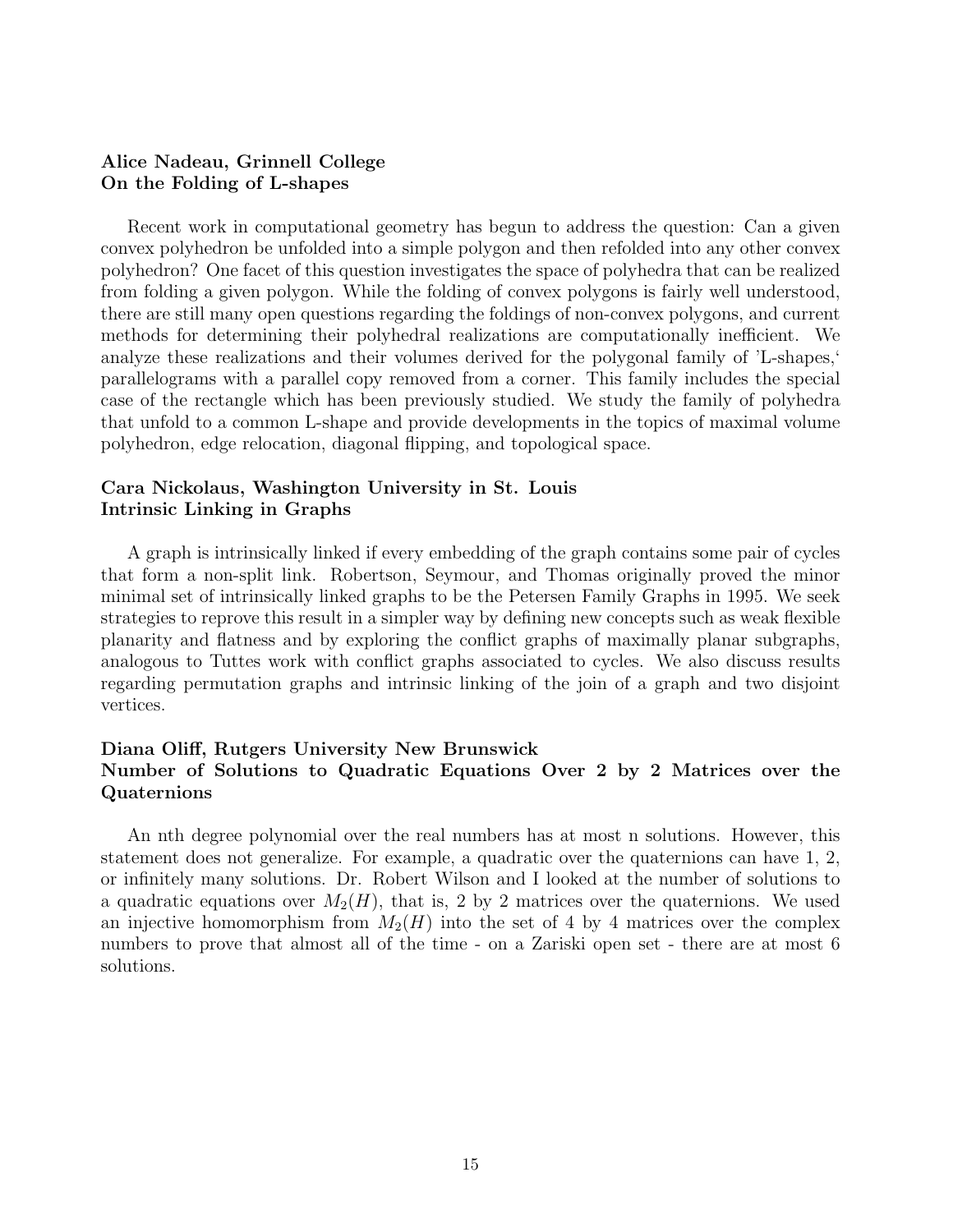**Alice Nadeau, Grinnell College**
**On the Folding of L-shapes**

Recent work in computational geometry has begun to address the question: Can a given convex polyhedron be unfolded into a simple polygon and then refolded into any other convex polyhedron? One facet of this question investigates the space of polyhedra that can be realized from folding a given polygon. While the folding of convex polygons is fairly well understood, there are still many open questions regarding the foldings of non-convex polygons, and current methods for determining their polyhedral realizations are computationally inefficient. We analyze these realizations and their volumes derived for the polygonal family of 'L-shapes,' parallelograms with a parallel copy removed from a corner. This family includes the special case of the rectangle which has been previously studied. We study the family of polyhedra that unfold to a common L-shape and provide developments in the topics of maximal volume polyhedron, edge relocation, diagonal flipping, and topological space.

**Cara Nickolaus, Washington University in St. Louis**
**Intrinsic Linking in Graphs**

A graph is intrinsically linked if every embedding of the graph contains some pair of cycles that form a non-split link. Robertson, Seymour, and Thomas originally proved the minor minimal set of intrinsically linked graphs to be the Petersen Family Graphs in 1995. We seek strategies to reprove this result in a simpler way by defining new concepts such as weak flexible planarity and flatness and by exploring the conflict graphs of maximally planar subgraphs, analogous to Tuttes work with conflict graphs associated to cycles. We also discuss results regarding permutation graphs and intrinsic linking of the join of a graph and two disjoint vertices.

**Diana Oliff, Rutgers University New Brunswick**
**Number of Solutions to Quadratic Equations Over 2 by 2 Matrices over the Quaternions**

An nth degree polynomial over the real numbers has at most n solutions. However, this statement does not generalize. For example, a quadratic over the quaternions can have 1, 2, or infinitely many solutions. Dr. Robert Wilson and I looked at the number of solutions to a quadratic equations over $M_2(H)$, that is, 2 by 2 matrices over the quaternions. We used an injective homomorphism from $M_2(H)$ into the set of 4 by 4 matrices over the complex numbers to prove that almost all of the time - on a Zariski open set - there are at most 6 solutions.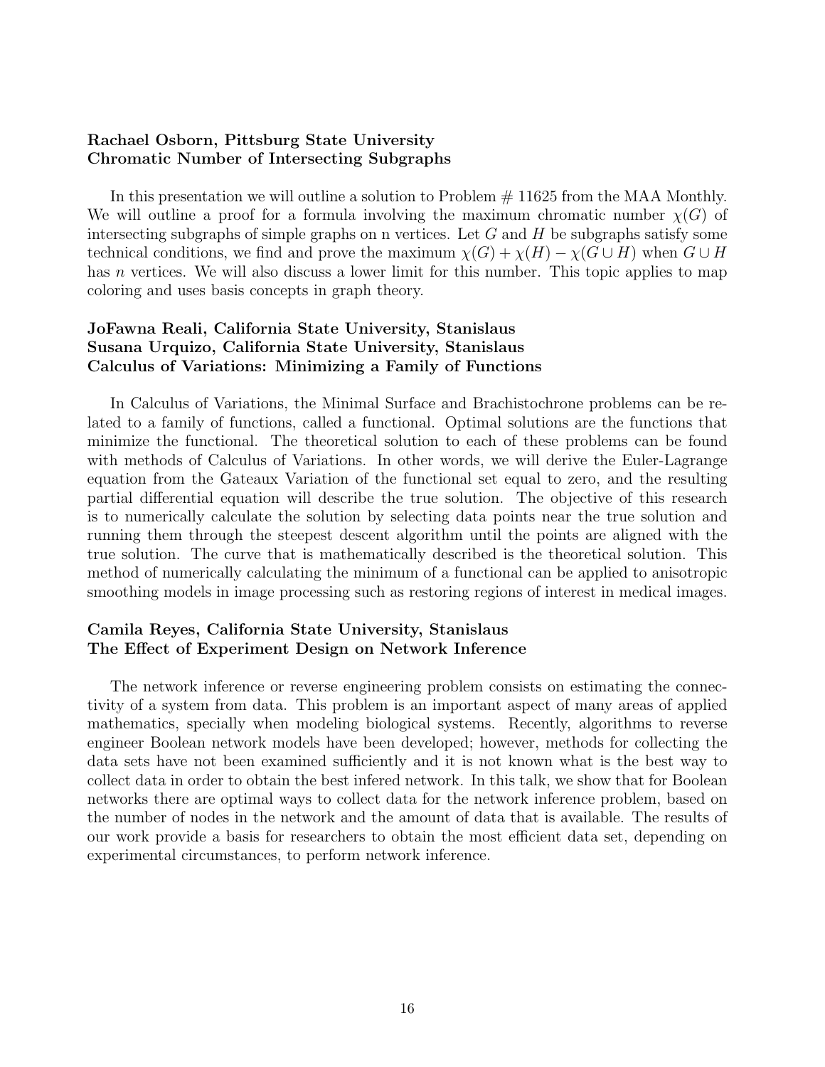**Rachael Osborn, Pittsburg State University**
**Chromatic Number of Intersecting Subgraphs**

In this presentation we will outline a solution to Problem # 11625 from the MAA Monthly. We will outline a proof for a formula involving the maximum chromatic number $\chi(G)$ of intersecting subgraphs of simple graphs on n vertices. Let $G$ and $H$ be subgraphs satisfy some technical conditions, we find and prove the maximum $\chi(G) + \chi(H) - \chi(G \cup H)$ when $G \cup H$ has $n$ vertices. We will also discuss a lower limit for this number. This topic applies to map coloring and uses basis concepts in graph theory.

**JoFawna Reali, California State University, Stanislaus**
**Susana Urquizo, California State University, Stanislaus**
**Calculus of Variations: Minimizing a Family of Functions**

In Calculus of Variations, the Minimal Surface and Brachistochrone problems can be related to a family of functions, called a functional. Optimal solutions are the functions that minimize the functional. The theoretical solution to each of these problems can be found with methods of Calculus of Variations. In other words, we will derive the Euler-Lagrange equation from the Gateaux Variation of the functional set equal to zero, and the resulting partial differential equation will describe the true solution. The objective of this research is to numerically calculate the solution by selecting data points near the true solution and running them through the steepest descent algorithm until the points are aligned with the true solution. The curve that is mathematically described is the theoretical solution. This method of numerically calculating the minimum of a functional can be applied to anisotropic smoothing models in image processing such as restoring regions of interest in medical images.

**Camila Reyes, California State University, Stanislaus**
**The Effect of Experiment Design on Network Inference**

The network inference or reverse engineering problem consists on estimating the connectivity of a system from data. This problem is an important aspect of many areas of applied mathematics, specially when modeling biological systems. Recently, algorithms to reverse engineer Boolean network models have been developed; however, methods for collecting the data sets have not been examined sufficiently and it is not known what is the best way to collect data in order to obtain the best infered network. In this talk, we show that for Boolean networks there are optimal ways to collect data for the network inference problem, based on the number of nodes in the network and the amount of data that is available. The results of our work provide a basis for researchers to obtain the most efficient data set, depending on experimental circumstances, to perform network inference.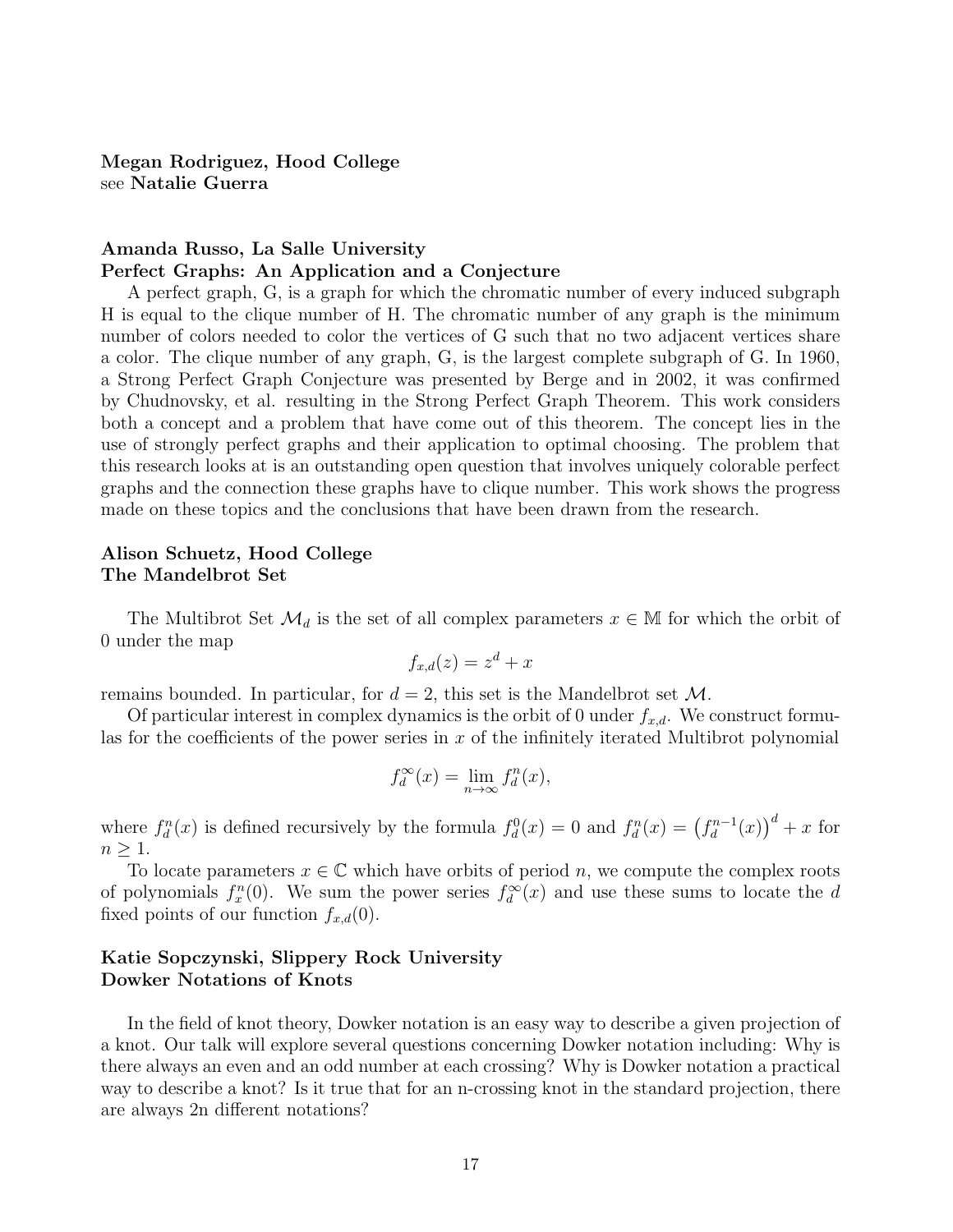**Megan Rodriguez, Hood College**
see **Natalie Guerra**

**Amanda Russo, La Salle University**
**Perfect Graphs: An Application and a Conjecture**

A perfect graph, G, is a graph for which the chromatic number of every induced subgraph H is equal to the clique number of H. The chromatic number of any graph is the minimum number of colors needed to color the vertices of G such that no two adjacent vertices share a color. The clique number of any graph, G, is the largest complete subgraph of G. In 1960, a Strong Perfect Graph Conjecture was presented by Berge and in 2002, it was confirmed by Chudnovsky, et al. resulting in the Strong Perfect Graph Theorem. This work considers both a concept and a problem that have come out of this theorem. The concept lies in the use of strongly perfect graphs and their application to optimal choosing. The problem that this research looks at is an outstanding open question that involves uniquely colorable perfect graphs and the connection these graphs have to clique number. This work shows the progress made on these topics and the conclusions that have been drawn from the research.

**Alison Schuetz, Hood College**
**The Mandelbrot Set**

The Multibrot Set $\mathcal{M}_d$ is the set of all complex parameters $x \in \mathbb{M}$ for which the orbit of 0 under the map

$$f_{x,d}(z) = z^d + x$$

remains bounded. In particular, for $d = 2$, this set is the Mandelbrot set $\mathcal{M}$.

Of particular interest in complex dynamics is the orbit of 0 under $f_{x,d}$. We construct formulas for the coefficients of the power series in $x$ of the infinitely iterated Multibrot polynomial

$$f_d^{\infty}(x) = \lim_{n \to \infty} f_d^n(x),$$

where $f_d^n(x)$ is defined recursively by the formula $f_d^0(x) = 0$ and $f_d^n(x) = \left(f_d^{n-1}(x)\right)^d + x$ for $n \geq 1$.

To locate parameters $x \in \mathbb{C}$ which have orbits of period $n$, we compute the complex roots of polynomials $f_x^n(0)$. We sum the power series $f_d^{\infty}(x)$ and use these sums to locate the $d$ fixed points of our function $f_{x,d}(0)$.

**Katie Sopczynski, Slippery Rock University**
**Dowker Notations of Knots**

In the field of knot theory, Dowker notation is an easy way to describe a given projection of a knot. Our talk will explore several questions concerning Dowker notation including: Why is there always an even and an odd number at each crossing? Why is Dowker notation a practical way to describe a knot? Is it true that for an n-crossing knot in the standard projection, there are always 2n different notations?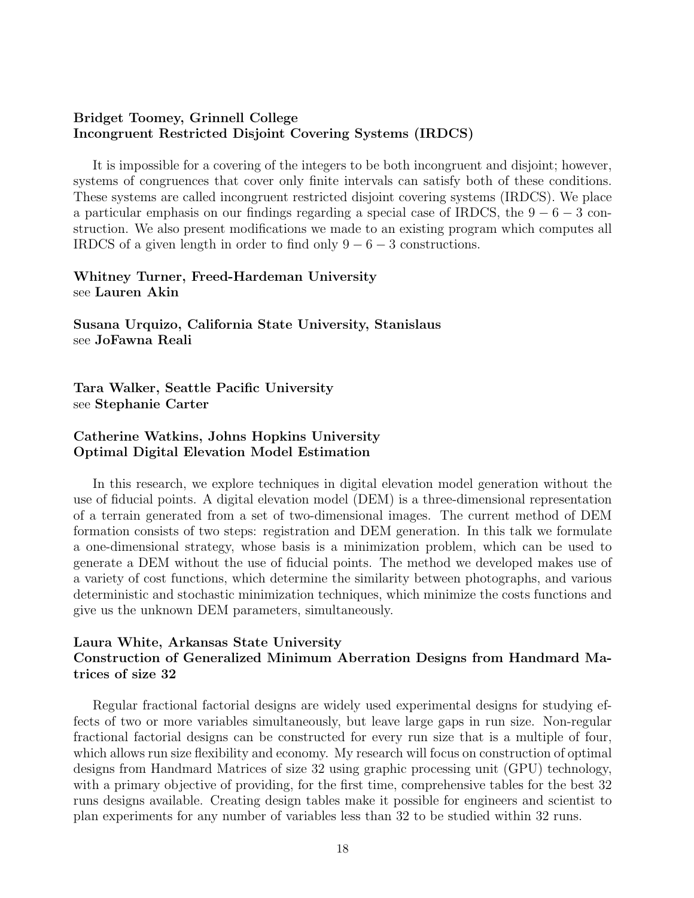**Bridget Toomey, Grinnell College**
**Incongruent Restricted Disjoint Covering Systems (IRDCS)**

It is impossible for a covering of the integers to be both incongruent and disjoint; however, systems of congruences that cover only finite intervals can satisfy both of these conditions. These systems are called incongruent restricted disjoint covering systems (IRDCS). We place a particular emphasis on our findings regarding a special case of IRDCS, the $9-6-3$ construction. We also present modifications we made to an existing program which computes all IRDCS of a given length in order to find only $9-6-3$ constructions.

**Whitney Turner, Freed-Hardeman University**
see **Lauren Akin**

**Susana Urquizo, California State University, Stanislaus**
see **JoFawna Reali**

**Tara Walker, Seattle Pacific University**
see **Stephanie Carter**

**Catherine Watkins, Johns Hopkins University**
**Optimal Digital Elevation Model Estimation**

In this research, we explore techniques in digital elevation model generation without the use of fiducial points. A digital elevation model (DEM) is a three-dimensional representation of a terrain generated from a set of two-dimensional images. The current method of DEM formation consists of two steps: registration and DEM generation. In this talk we formulate a one-dimensional strategy, whose basis is a minimization problem, which can be used to generate a DEM without the use of fiducial points. The method we developed makes use of a variety of cost functions, which determine the similarity between photographs, and various deterministic and stochastic minimization techniques, which minimize the costs functions and give us the unknown DEM parameters, simultaneously.

**Laura White, Arkansas State University**
**Construction of Generalized Minimum Aberration Designs from Handmard Matrices of size 32**

Regular fractional factorial designs are widely used experimental designs for studying effects of two or more variables simultaneously, but leave large gaps in run size. Non-regular fractional factorial designs can be constructed for every run size that is a multiple of four, which allows run size flexibility and economy. My research will focus on construction of optimal designs from Handmard Matrices of size 32 using graphic processing unit (GPU) technology, with a primary objective of providing, for the first time, comprehensive tables for the best 32 runs designs available. Creating design tables make it possible for engineers and scientist to plan experiments for any number of variables less than 32 to be studied within 32 runs.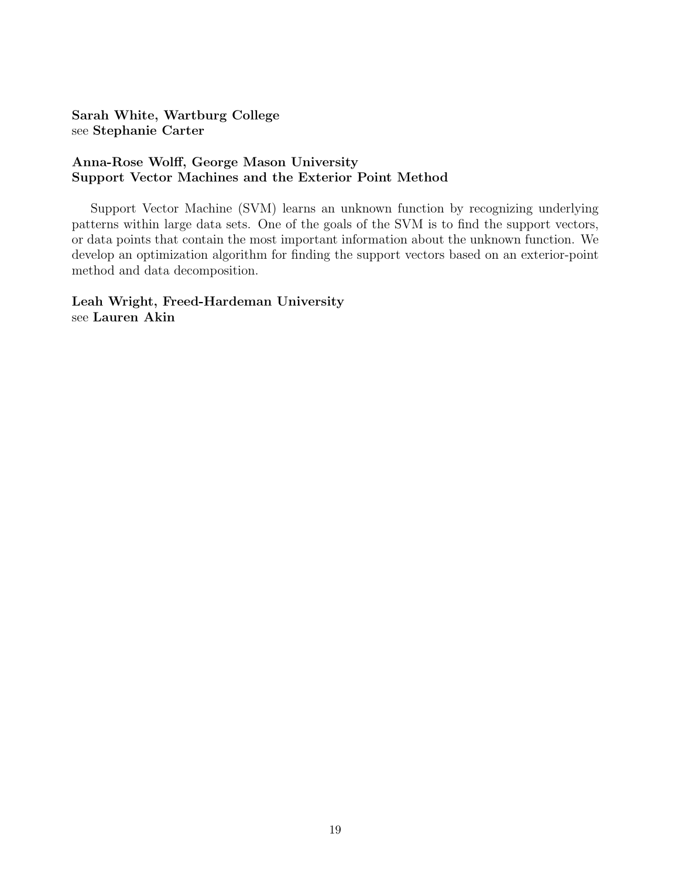**Sarah White, Wartburg College**
see **Stephanie Carter**

**Anna-Rose Wolff, George Mason University**
**Support Vector Machines and the Exterior Point Method**

Support Vector Machine (SVM) learns an unknown function by recognizing underlying patterns within large data sets. One of the goals of the SVM is to find the support vectors, or data points that contain the most important information about the unknown function. We develop an optimization algorithm for finding the support vectors based on an exterior-point method and data decomposition.

**Leah Wright, Freed-Hardeman University**
see **Lauren Akin**